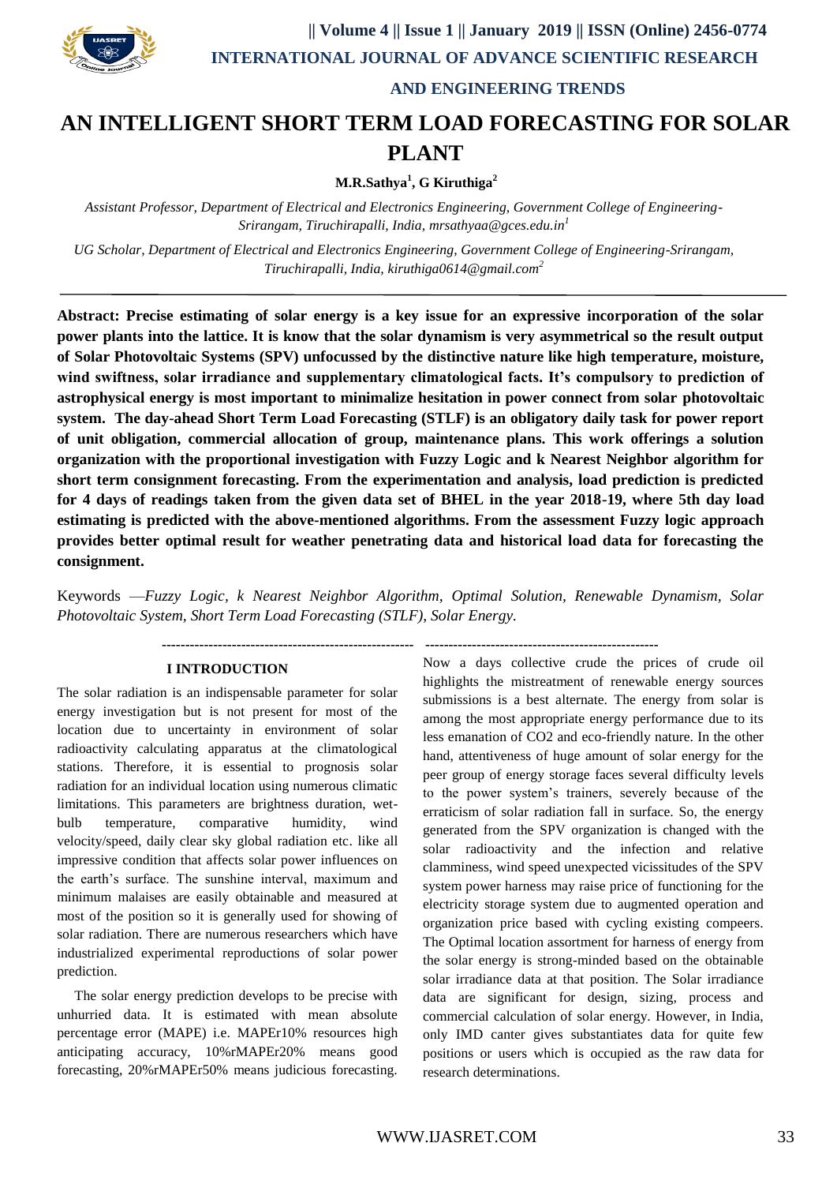# AN INTELLIGENT SHORT TERM LOAD FORECASTING FOR SOLAR PLANT

**M.R.Sathya[1], G Kiruthiga[2]**

*Assistant Professor, Department of Electrical and Electronics Engineering, Government College of Engineering-Srirangam, Tiruchirapalli, India, mrsathyaa@gces.edu.in[1]*

*UG Scholar, Department of Electrical and Electronics Engineering, Government College of Engineering-Srirangam, Tiruchirapalli, India, kiruthiga0614@gmail.com[2]*

---

**Abstract: Precise estimating of solar energy is a key issue for an expressive incorporation of the solar power plants into the lattice. It is know that the solar dynamism is very asymmetrical so the result output of Solar Photovoltaic Systems (SPV) unfocussed by the distinctive nature like high temperature, moisture, wind swiftness, solar irradiance and supplementary climatological facts. It's compulsory to prediction of astrophysical energy is most important to minimalize hesitation in power connect from solar photovoltaic system. The day-ahead Short Term Load Forecasting (STLF) is an obligatory daily task for power report of unit obligation, commercial allocation of group, maintenance plans. This work offerings a solution organization with the proportional investigation with Fuzzy Logic and k Nearest Neighbor algorithm for short term consignment forecasting. From the experimentation and analysis, load prediction is predicted for 4 days of readings taken from the given data set of BHEL in the year 2018-19, where 5th day load estimating is predicted with the above-mentioned algorithms. From the assessment Fuzzy logic approach provides better optimal result for weather penetrating data and historical load data for forecasting the consignment.**

Keywords —*Fuzzy Logic, k Nearest Neighbor Algorithm, Optimal Solution, Renewable Dynamism, Solar Photovoltaic System, Short Term Load Forecasting (STLF), Solar Energy.*

---

## I INTRODUCTION

The solar radiation is an indispensable parameter for solar energy investigation but is not present for most of the location due to uncertainty in environment of solar radioactivity calculating apparatus at the climatological stations. Therefore, it is essential to prognosis solar radiation for an individual location using numerous climatic limitations. This parameters are brightness duration, wet-bulb temperature, comparative humidity, wind velocity/speed, daily clear sky global radiation etc. like all impressive condition that affects solar power influences on the earth's surface. The sunshine interval, maximum and minimum malaises are easily obtainable and measured at most of the position so it is generally used for showing of solar radiation. There are numerous researchers which have industrialized experimental reproductions of solar power prediction.

The solar energy prediction develops to be precise with unhurried data. It is estimated with mean absolute percentage error (MAPE) i.e. MAPEr10% resources high anticipating accuracy, 10%rMAPEr20% means good forecasting, 20%rMAPEr50% means judicious forecasting. Now a days collective crude the prices of crude oil highlights the mistreatment of renewable energy sources submissions is a best alternate. The energy from solar is among the most appropriate energy performance due to its less emanation of CO2 and eco-friendly nature. In the other hand, attentiveness of huge amount of solar energy for the peer group of energy storage faces several difficulty levels to the power system's trainers, severely because of the erraticism of solar radiation fall in surface. So, the energy generated from the SPV organization is changed with the solar radioactivity and the infection and relative clamminess, wind speed unexpected vicissitudes of the SPV system power harness may raise price of functioning for the electricity storage system due to augmented operation and organization price based with cycling existing compeers. The Optimal location assortment for harness of energy from the solar energy is strong-minded based on the obtainable solar irradiance data at that position. The Solar irradiance data are significant for design, sizing, process and commercial calculation of solar energy. However, in India, only IMD canter gives substantiates data for quite few positions or users which is occupied as the raw data for research determinations.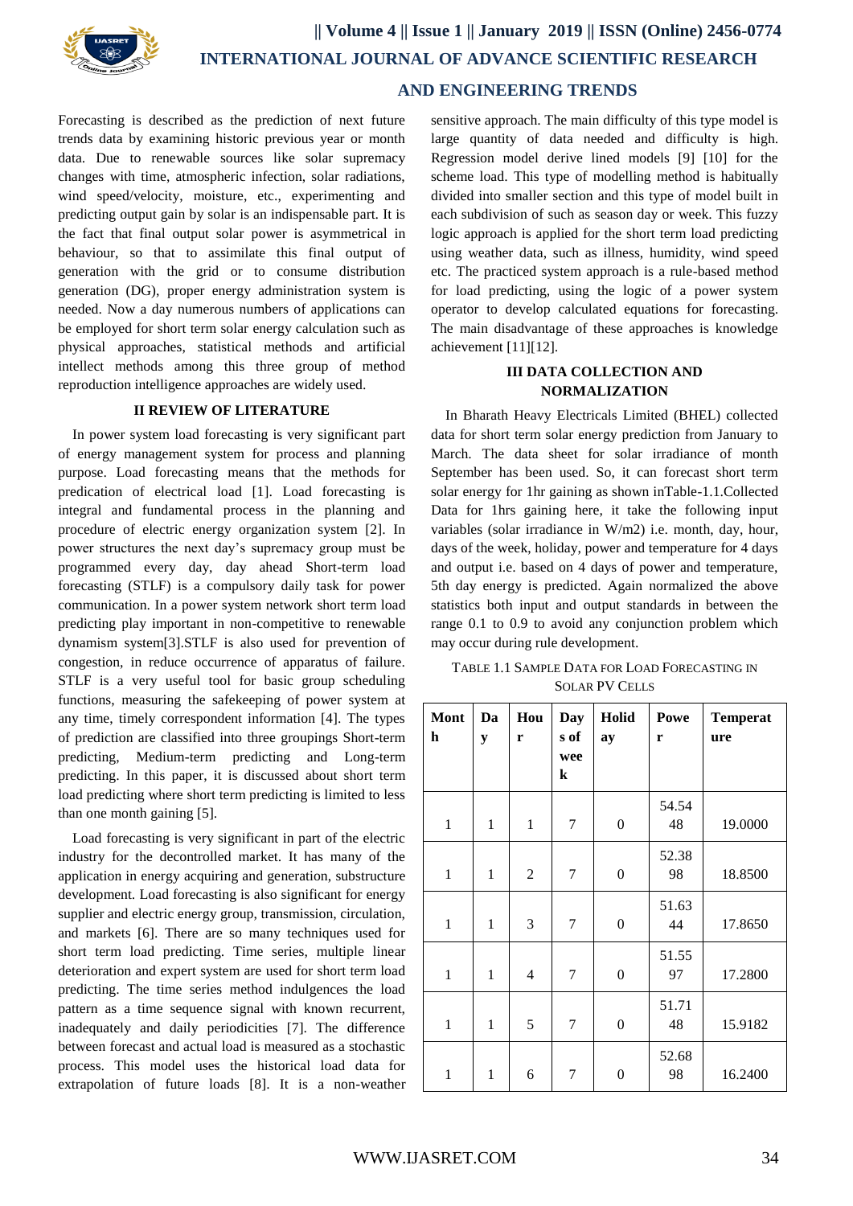Forecasting is described as the prediction of next future trends data by examining historic previous year or month data. Due to renewable sources like solar supremacy changes with time, atmospheric infection, solar radiations, wind speed/velocity, moisture, etc., experimenting and predicting output gain by solar is an indispensable part. It is the fact that final output solar power is asymmetrical in behaviour, so that to assimilate this final output of generation with the grid or to consume distribution generation (DG), proper energy administration system is needed. Now a day numerous numbers of applications can be employed for short term solar energy calculation such as physical approaches, statistical methods and artificial intellect methods among this three group of method reproduction intelligence approaches are widely used.

## II REVIEW OF LITERATURE

In power system load forecasting is very significant part of energy management system for process and planning purpose. Load forecasting means that the methods for predication of electrical load [1]. Load forecasting is integral and fundamental process in the planning and procedure of electric energy organization system [2]. In power structures the next day's supremacy group must be programmed every day, day ahead Short-term load forecasting (STLF) is a compulsory daily task for power communication. In a power system network short term load predicting play important in non-competitive to renewable dynamism system[3].STLF is also used for prevention of congestion, in reduce occurrence of apparatus of failure. STLF is a very useful tool for basic group scheduling functions, measuring the safekeeping of power system at any time, timely correspondent information [4]. The types of prediction are classified into three groupings Short-term predicting, Medium-term predicting and Long-term predicting. In this paper, it is discussed about short term load predicting where short term predicting is limited to less than one month gaining [5].

Load forecasting is very significant in part of the electric industry for the decontrolled market. It has many of the application in energy acquiring and generation, substructure development. Load forecasting is also significant for energy supplier and electric energy group, transmission, circulation, and markets [6]. There are so many techniques used for short term load predicting. Time series, multiple linear deterioration and expert system are used for short term load predicting. The time series method indulgences the load pattern as a time sequence signal with known recurrent, inadequately and daily periodicities [7]. The difference between forecast and actual load is measured as a stochastic process. This model uses the historical load data for extrapolation of future loads [8]. It is a non-weather sensitive approach. The main difficulty of this type model is large quantity of data needed and difficulty is high. Regression model derive lined models [9] [10] for the scheme load. This type of modelling method is habitually divided into smaller section and this type of model built in each subdivision of such as season day or week. This fuzzy logic approach is applied for the short term load predicting using weather data, such as illness, humidity, wind speed etc. The practiced system approach is a rule-based method for load predicting, using the logic of a power system operator to develop calculated equations for forecasting. The main disadvantage of these approaches is knowledge achievement [11][12].

## III DATA COLLECTION AND NORMALIZATION

In Bharath Heavy Electricals Limited (BHEL) collected data for short term solar energy prediction from January to March. The data sheet for solar irradiance of month September has been used. So, it can forecast short term solar energy for 1hr gaining as shown inTable-1.1.Collected Data for 1hrs gaining here, it take the following input variables (solar irradiance in W/m2) i.e. month, day, hour, days of the week, holiday, power and temperature for 4 days and output i.e. based on 4 days of power and temperature, 5th day energy is predicted. Again normalized the above statistics both input and output standards in between the range 0.1 to 0.9 to avoid any conjunction problem which may occur during rule development.

TABLE 1.1 SAMPLE DATA FOR LOAD FORECASTING IN SOLAR PV CELLS

| Month | Day | Hour | Days of week | Holiday | Power | Temperature |
|---|---|---|---|---|---|---|
| 1 | 1 | 1 | 7 | 0 | 54.5448 | 19.0000 |
| 1 | 1 | 2 | 7 | 0 | 52.3898 | 18.8500 |
| 1 | 1 | 3 | 7 | 0 | 51.6344 | 17.8650 |
| 1 | 1 | 4 | 7 | 0 | 51.5597 | 17.2800 |
| 1 | 1 | 5 | 7 | 0 | 51.7148 | 15.9182 |
| 1 | 1 | 6 | 7 | 0 | 52.6898 | 16.2400 |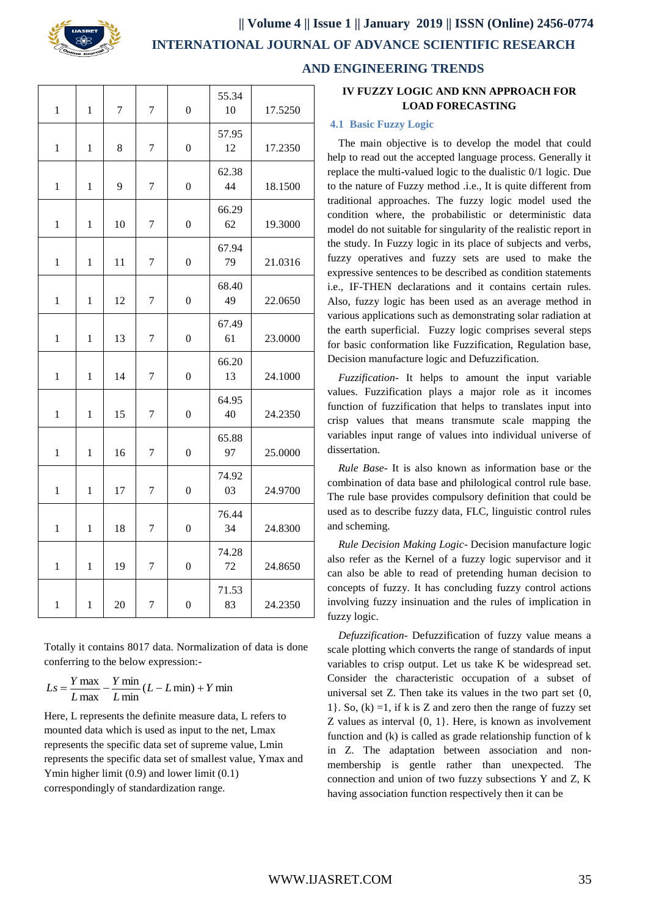| | | | | | | |
|---|---|---|---|---|---|---|
| 1 | 1 | 7 | 7 | 0 | 55.3410 | 17.5250 |
| 1 | 1 | 8 | 7 | 0 | 57.9512 | 17.2350 |
| 1 | 1 | 9 | 7 | 0 | 62.3844 | 18.1500 |
| 1 | 1 | 10 | 7 | 0 | 66.2962 | 19.3000 |
| 1 | 1 | 11 | 7 | 0 | 67.9479 | 21.0316 |
| 1 | 1 | 12 | 7 | 0 | 68.4049 | 22.0650 |
| 1 | 1 | 13 | 7 | 0 | 67.4961 | 23.0000 |
| 1 | 1 | 14 | 7 | 0 | 66.2013 | 24.1000 |
| 1 | 1 | 15 | 7 | 0 | 64.9540 | 24.2350 |
| 1 | 1 | 16 | 7 | 0 | 65.8897 | 25.0000 |
| 1 | 1 | 17 | 7 | 0 | 74.9203 | 24.9700 |
| 1 | 1 | 18 | 7 | 0 | 76.4434 | 24.8300 |
| 1 | 1 | 19 | 7 | 0 | 74.2872 | 24.8650 |
| 1 | 1 | 20 | 7 | 0 | 71.5383 | 24.2350 |

Totally it contains 8017 data. Normalization of data is done conferring to the below expression:-

$$Ls = \frac{Y\max}{L\max} - \frac{Y\min}{L\min}(L - L\min) + Y\min$$

Here, L represents the definite measure data, L refers to mounted data which is used as input to the net, Lmax represents the specific data set of supreme value, Lmin represents the specific data set of smallest value, Ymax and Ymin higher limit (0.9) and lower limit (0.1) correspondingly of standardization range.

## IV FUZZY LOGIC AND KNN APPROACH FOR LOAD FORECASTING

### 4.1 Basic Fuzzy Logic

The main objective is to develop the model that could help to read out the accepted language process. Generally it replace the multi-valued logic to the dualistic 0/1 logic. Due to the nature of Fuzzy method .i.e., It is quite different from traditional approaches. The fuzzy logic model used the condition where, the probabilistic or deterministic data model do not suitable for singularity of the realistic report in the study. In Fuzzy logic in its place of subjects and verbs, fuzzy operatives and fuzzy sets are used to make the expressive sentences to be described as condition statements i.e., IF-THEN declarations and it contains certain rules. Also, fuzzy logic has been used as an average method in various applications such as demonstrating solar radiation at the earth superficial. Fuzzy logic comprises several steps for basic conformation like Fuzzification, Regulation base, Decision manufacture logic and Defuzzification.

*Fuzzification*- It helps to amount the input variable values. Fuzzification plays a major role as it incomes function of fuzzification that helps to translates input into crisp values that means transmute scale mapping the variables input range of values into individual universe of dissertation.

*Rule Base*- It is also known as information base or the combination of data base and philological control rule base. The rule base provides compulsory definition that could be used as to describe fuzzy data, FLC, linguistic control rules and scheming.

*Rule Decision Making Logic*- Decision manufacture logic also refer as the Kernel of a fuzzy logic supervisor and it can also be able to read of pretending human decision to concepts of fuzzy. It has concluding fuzzy control actions involving fuzzy insinuation and the rules of implication in fuzzy logic.

*Defuzzification*- Defuzzification of fuzzy value means a scale plotting which converts the range of standards of input variables to crisp output. Let us take K be widespread set. Consider the characteristic occupation of a subset of universal set Z. Then take its values in the two part set {0, 1}. So, (k) =1, if k is Z and zero then the range of fuzzy set Z values as interval {0, 1}. Here, is known as involvement function and (k) is called as grade relationship function of k in Z. The adaptation between association and non-membership is gentle rather than unexpected. The connection and union of two fuzzy subsections Y and Z, K having association function respectively then it can be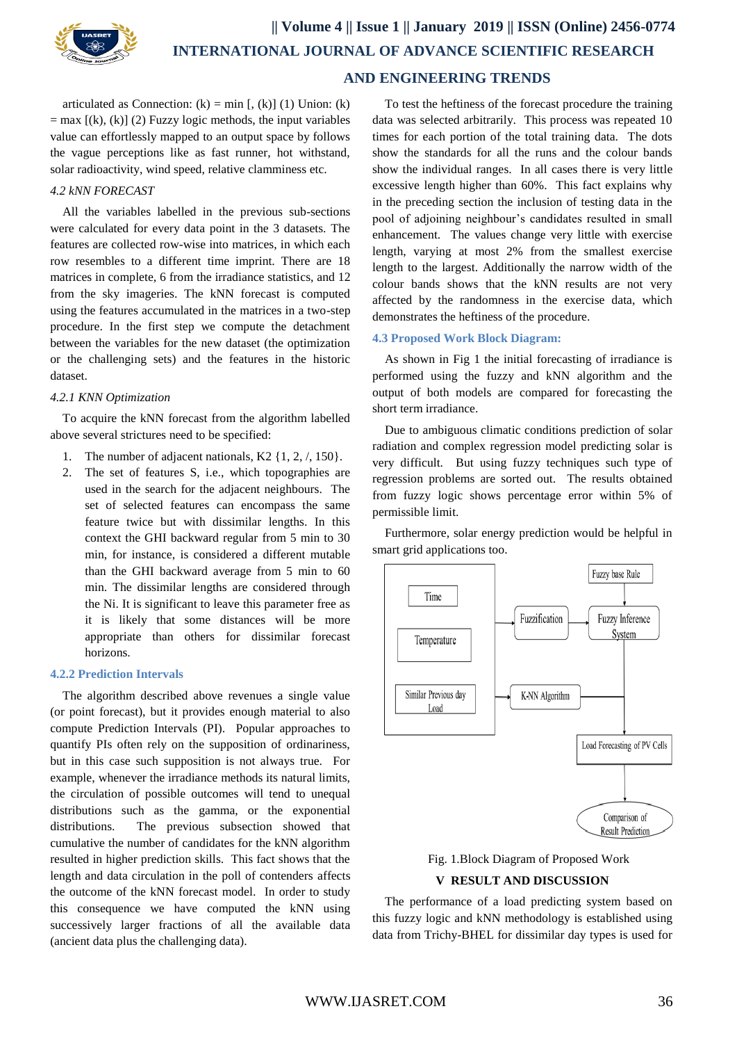articulated as Connection: (k) = min [, (k)] (1) Union: (k) = max [(k), (k)] (2) Fuzzy logic methods, the input variables value can effortlessly mapped to an output space by follows the vague perceptions like as fast runner, hot withstand, solar radioactivity, wind speed, relative clamminess etc.

*4.2 kNN FORECAST*

All the variables labelled in the previous sub-sections were calculated for every data point in the 3 datasets. The features are collected row-wise into matrices, in which each row resembles to a different time imprint. There are 18 matrices in complete, 6 from the irradiance statistics, and 12 from the sky imageries. The kNN forecast is computed using the features accumulated in the matrices in a two-step procedure. In the first step we compute the detachment between the variables for the new dataset (the optimization or the challenging sets) and the features in the historic dataset.

*4.2.1 KNN Optimization*

To acquire the kNN forecast from the algorithm labelled above several strictures need to be specified:

1. The number of adjacent nationals, K2 {1, 2, /, 150}.
2. The set of features S, i.e., which topographies are used in the search for the adjacent neighbours. The set of selected features can encompass the same feature twice but with dissimilar lengths. In this context the GHI backward regular from 5 min to 30 min, for instance, is considered a different mutable than the GHI backward average from 5 min to 60 min. The dissimilar lengths are considered through the Ni. It is significant to leave this parameter free as it is likely that some distances will be more appropriate than others for dissimilar forecast horizons.

### 4.2.2 Prediction Intervals

The algorithm described above revenues a single value (or point forecast), but it provides enough material to also compute Prediction Intervals (PI). Popular approaches to quantify PIs often rely on the supposition of ordinariness, but in this case such supposition is not always true. For example, whenever the irradiance methods its natural limits, the circulation of possible outcomes will tend to unequal distributions such as the gamma, or the exponential distributions. The previous subsection showed that cumulative the number of candidates for the kNN algorithm resulted in higher prediction skills. This fact shows that the length and data circulation in the poll of contenders affects the outcome of the kNN forecast model. In order to study this consequence we have computed the kNN using successively larger fractions of all the available data (ancient data plus the challenging data).

To test the heftiness of the forecast procedure the training data was selected arbitrarily. This process was repeated 10 times for each portion of the total training data. The dots show the standards for all the runs and the colour bands show the individual ranges. In all cases there is very little excessive length higher than 60%. This fact explains why in the preceding section the inclusion of testing data in the pool of adjoining neighbour's candidates resulted in small enhancement. The values change very little with exercise length, varying at most 2% from the smallest exercise length to the largest. Additionally the narrow width of the colour bands shows that the kNN results are not very affected by the randomness in the exercise data, which demonstrates the heftiness of the procedure.

### 4.3 Proposed Work Block Diagram:

As shown in Fig 1 the initial forecasting of irradiance is performed using the fuzzy and kNN algorithm and the output of both models are compared for forecasting the short term irradiance.

Due to ambiguous climatic conditions prediction of solar radiation and complex regression model predicting solar is very difficult. But using fuzzy techniques such type of regression problems are sorted out. The results obtained from fuzzy logic shows percentage error within 5% of permissible limit.

Furthermore, solar energy prediction would be helpful in smart grid applications too.

Fig. 1.Block Diagram of Proposed Work

## V RESULT AND DISCUSSION

The performance of a load predicting system based on this fuzzy logic and kNN methodology is established using data from Trichy-BHEL for dissimilar day types is used for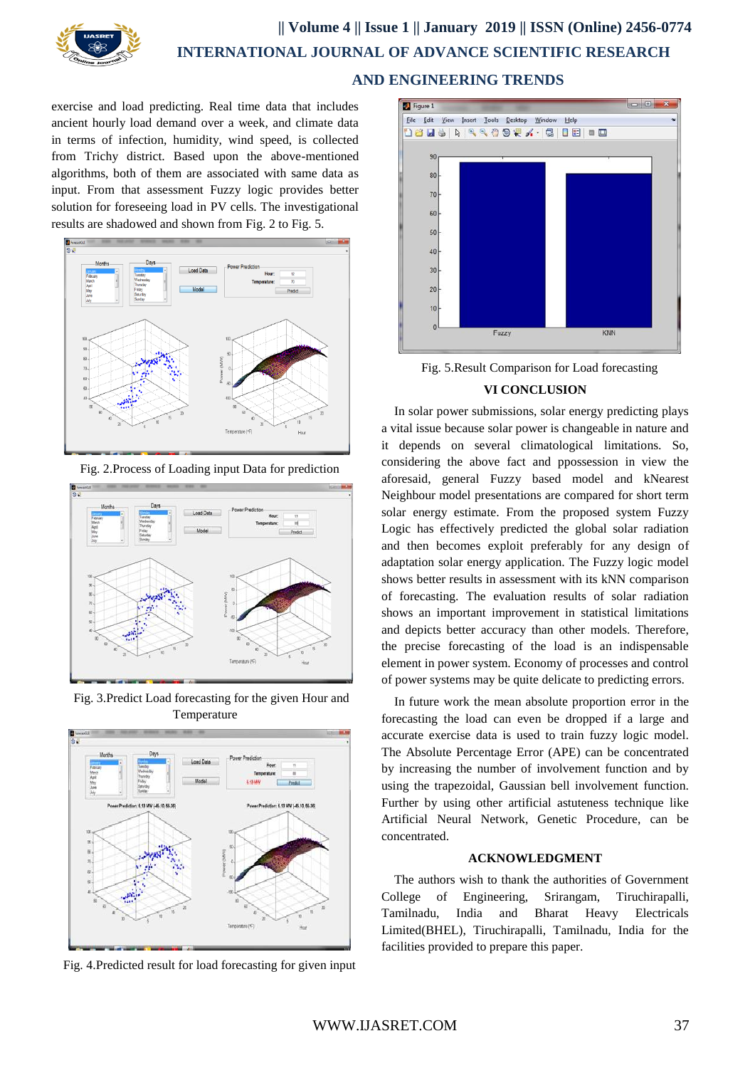exercise and load predicting. Real time data that includes ancient hourly load demand over a week, and climate data in terms of infection, humidity, wind speed, is collected from Trichy district. Based upon the above-mentioned algorithms, both of them are associated with same data as input. From that assessment Fuzzy logic provides better solution for foreseeing load in PV cells. The investigational results are shadowed and shown from Fig. 2 to Fig. 5.

Fig. 2.Process of Loading input Data for prediction

Fig. 3.Predict Load forecasting for the given Hour and Temperature

Fig. 4.Predicted result for load forecasting for given input

Fig. 5.Result Comparison for Load forecasting

## VI CONCLUSION

In solar power submissions, solar energy predicting plays a vital issue because solar power is changeable in nature and it depends on several climatological limitations. So, considering the above fact and ppossession in view the aforesaid, general Fuzzy based model and kNearest Neighbour model presentations are compared for short term solar energy estimate. From the proposed system Fuzzy Logic has effectively predicted the global solar radiation and then becomes exploit preferably for any design of adaptation solar energy application. The Fuzzy logic model shows better results in assessment with its kNN comparison of forecasting. The evaluation results of solar radiation shows an important improvement in statistical limitations and depicts better accuracy than other models. Therefore, the precise forecasting of the load is an indispensable element in power system. Economy of processes and control of power systems may be quite delicate to predicting errors.

In future work the mean absolute proportion error in the forecasting the load can even be dropped if a large and accurate exercise data is used to train fuzzy logic model. The Absolute Percentage Error (APE) can be concentrated by increasing the number of involvement function and by using the trapezoidal, Gaussian bell involvement function. Further by using other artificial astuteness technique like Artificial Neural Network, Genetic Procedure, can be concentrated.

## ACKNOWLEDGMENT

The authors wish to thank the authorities of Government College of Engineering, Srirangam, Tiruchirapalli, Tamilnadu, India and Bharat Heavy Electricals Limited(BHEL), Tiruchirapalli, Tamilnadu, India for the facilities provided to prepare this paper.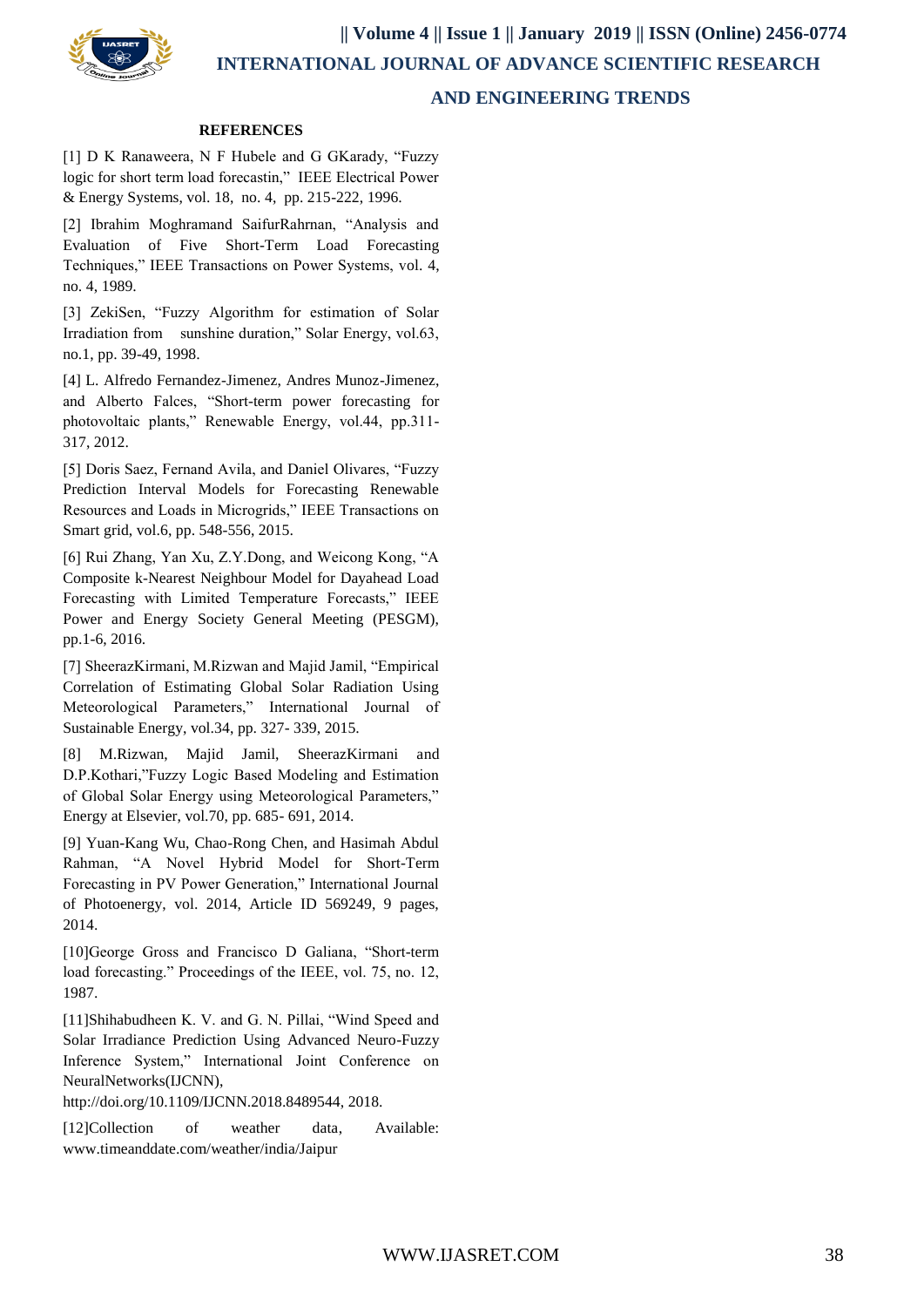**REFERENCES**

[1] D K Ranaweera, N F Hubele and G GKarady, “Fuzzy logic for short term load forecastin,” IEEE Electrical Power & Energy Systems, vol. 18, no. 4, pp. 215-222, 1996.

[2] Ibrahim Moghramand SaifurRahrnan, “Analysis and Evaluation of Five Short-Term Load Forecasting Techniques,” IEEE Transactions on Power Systems, vol. 4, no. 4, 1989.

[3] ZekiSen, “Fuzzy Algorithm for estimation of Solar Irradiation from sunshine duration,” Solar Energy, vol.63, no.1, pp. 39-49, 1998.

[4] L. Alfredo Fernandez-Jimenez, Andres Munoz-Jimenez, and Alberto Falces, “Short-term power forecasting for photovoltaic plants,” Renewable Energy, vol.44, pp.311-317, 2012.

[5] Doris Saez, Fernand Avila, and Daniel Olivares, “Fuzzy Prediction Interval Models for Forecasting Renewable Resources and Loads in Microgrids,” IEEE Transactions on Smart grid, vol.6, pp. 548-556, 2015.

[6] Rui Zhang, Yan Xu, Z.Y.Dong, and Weicong Kong, “A Composite k-Nearest Neighbour Model for Dayahead Load Forecasting with Limited Temperature Forecasts,” IEEE Power and Energy Society General Meeting (PESGM), pp.1-6, 2016.

[7] SheerazKirmani, M.Rizwan and Majid Jamil, “Empirical Correlation of Estimating Global Solar Radiation Using Meteorological Parameters,” International Journal of Sustainable Energy, vol.34, pp. 327- 339, 2015.

[8] M.Rizwan, Majid Jamil, SheerazKirmani and D.P.Kothari,”Fuzzy Logic Based Modeling and Estimation of Global Solar Energy using Meteorological Parameters,” Energy at Elsevier, vol.70, pp. 685- 691, 2014.

[9] Yuan-Kang Wu, Chao-Rong Chen, and Hasimah Abdul Rahman, “A Novel Hybrid Model for Short-Term Forecasting in PV Power Generation,” International Journal of Photoenergy, vol. 2014, Article ID 569249, 9 pages, 2014.

[10]George Gross and Francisco D Galiana, “Short-term load forecasting.” Proceedings of the IEEE, vol. 75, no. 12, 1987.

[11]Shihabudheen K. V. and G. N. Pillai, “Wind Speed and Solar Irradiance Prediction Using Advanced Neuro-Fuzzy Inference System,” International Joint Conference on NeuralNetworks(IJCNN), http://doi.org/10.1109/IJCNN.2018.8489544, 2018.

[12]Collection of weather data, Available: www.timeanddate.com/weather/india/Jaipur